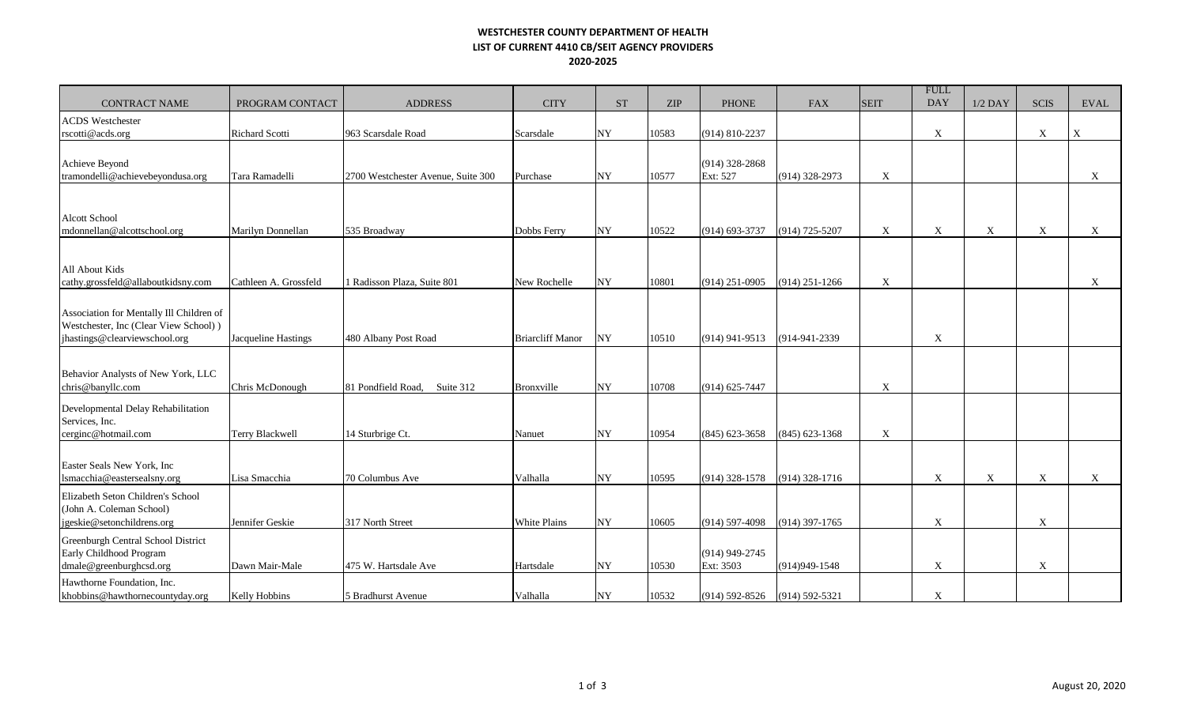# WESTCHESTER COUNTY DEPARTMENT OF HEALTH
## LIST OF CURRENT 4410 CB/SEIT AGENCY PROVIDERS
## 2020-2025

| CONTRACT NAME | PROGRAM CONTACT | ADDRESS | CITY | ST | ZIP | PHONE | FAX | SEIT | FULL DAY | 1/2 DAY | SCIS | EVAL |
|---|---|---|---|---|---|---|---|---|---|---|---|---|
| ACDS Westchester rscotti@acds.org | Richard Scotti | 963 Scarsdale Road | Scarsdale | NY | 10583 | (914) 810-2237 | | | X | | X | X |
| Achieve Beyond tramondelli@achievebeyondusa.org | Tara Ramadelli | 2700 Westchester Avenue, Suite 300 | Purchase | NY | 10577 | (914) 328-2868 Ext: 527 | (914) 328-2973 | X | | | | X |
| Alcott School mdonnellan@alcottschool.org | Marilyn Donnellan | 535 Broadway | Dobbs Ferry | NY | 10522 | (914) 693-3737 | (914) 725-5207 | X | X | X | X | X |
| All About Kids cathy.grossfeld@allaboutkidsny.com | Cathleen A. Grossfeld | 1 Radisson Plaza, Suite 801 | New Rochelle | NY | 10801 | (914) 251-0905 | (914) 251-1266 | X | | | | X |
| Association for Mentally Ill Children of Westchester, Inc (Clear View School) ) jhastings@clearviewschool.org | Jacqueline Hastings | 480 Albany Post Road | Briarcliff Manor | NY | 10510 | (914) 941-9513 | (914-941-2339 | | X | | | |
| Behavior Analysts of New York, LLC chris@banyllc.com | Chris McDonough | 81 Pondfield Road, Suite 312 | Bronxville | NY | 10708 | (914) 625-7447 | | X | | | | |
| Developmental Delay Rehabilitation Services, Inc. cerginc@hotmail.com | Terry Blackwell | 14 Sturbrige Ct. | Nanuet | NY | 10954 | (845) 623-3658 | (845) 623-1368 | X | | | | |
| Easter Seals New York, Inc lsmacchia@eastersealsny.org | Lisa Smacchia | 70 Columbus Ave | Valhalla | NY | 10595 | (914) 328-1578 | (914) 328-1716 | | X | X | X | X |
| Elizabeth Seton Children's School (John A. Coleman School) jgeskie@setonchildrens.org | Jennifer Geskie | 317 North Street | White Plains | NY | 10605 | (914) 597-4098 | (914) 397-1765 | | X | | X | |
| Greenburgh Central School District Early Childhood Program dmale@greenburghcsd.org | Dawn Mair-Male | 475 W. Hartsdale Ave | Hartsdale | NY | 10530 | (914) 949-2745 Ext: 3503 | (914)949-1548 | | X | | X | |
| Hawthorne Foundation, Inc. khobbins@hawthornecountyday.org | Kelly Hobbins | 5 Bradhurst Avenue | Valhalla | NY | 10532 | (914) 592-8526 | (914) 592-5321 | | X | | | |

August 20, 2020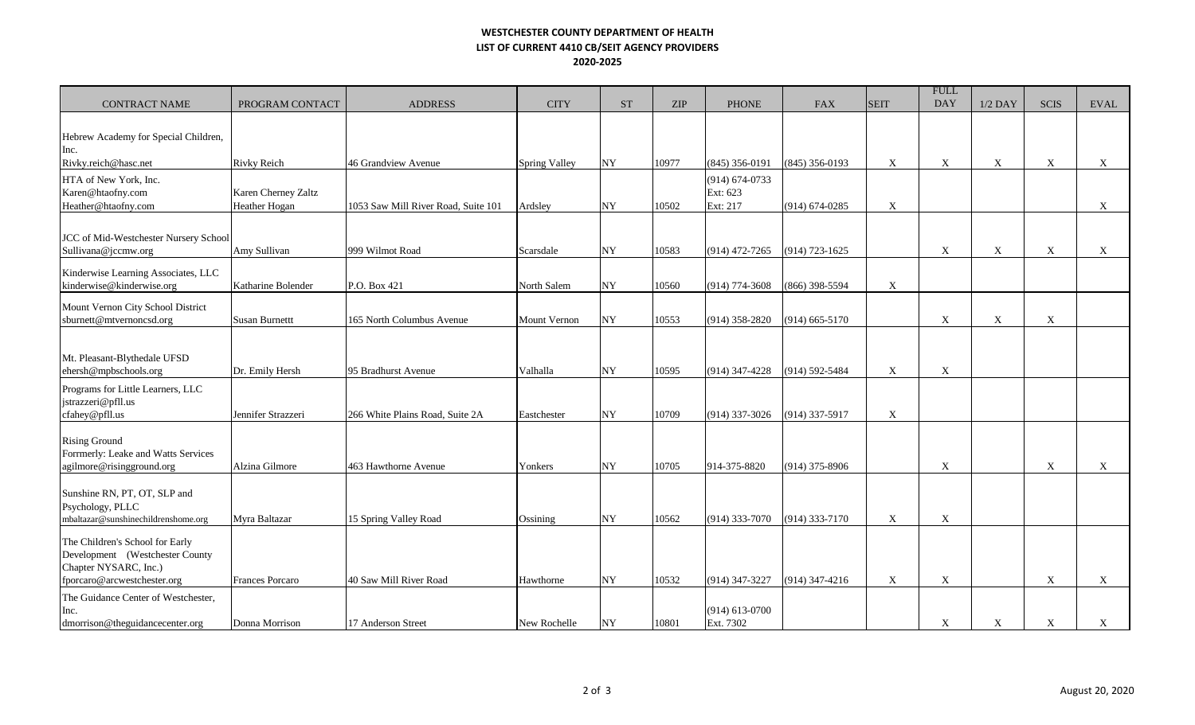**WESTCHESTER COUNTY DEPARTMENT OF HEALTH**
**LIST OF CURRENT 4410 CB/SEIT AGENCY PROVIDERS**
**2020-2025**

| CONTRACT NAME | PROGRAM CONTACT | ADDRESS | CITY | ST | ZIP | PHONE | FAX | SEIT | FULL DAY | 1/2 DAY | SCIS | EVAL |
|---|---|---|---|---|---|---|---|---|---|---|---|---|
| Hebrew Academy for Special Children, Inc.<br>Rivky.reich@hasc.net | Rivky Reich | 46 Grandview Avenue | Spring Valley | NY | 10977 | (845) 356-0191 | (845) 356-0193 | X | X | X | X | X |
| HTA of New York, Inc.<br>Karen@htaofny.com<br>Heather@htaofny.com | Karen Cherney Zaltz<br>Heather Hogan | 1053 Saw Mill River Road, Suite 101 | Ardsley | NY | 10502 | (914) 674-0733<br>Ext: 623<br>Ext: 217 | (914) 674-0285 | X | | | | X |
| JCC of Mid-Westchester Nursery School<br>Sullivana@jccmw.org | Amy Sullivan | 999 Wilmot Road | Scarsdale | NY | 10583 | (914) 472-7265 | (914) 723-1625 | | X | X | X | X |
| Kinderwise Learning Associates, LLC<br>kinderwise@kinderwise.org | Katharine Bolender | P.O. Box 421 | North Salem | NY | 10560 | (914) 774-3608 | (866) 398-5594 | X | | | | |
| Mount Vernon City School District<br>sburnett@mtvernoncsd.org | Susan Burnettt | 165 North Columbus Avenue | Mount Vernon | NY | 10553 | (914) 358-2820 | (914) 665-5170 | | X | X | X | |
| Mt. Pleasant-Blythedale UFSD<br>ehersh@mpbschools.org | Dr. Emily Hersh | 95 Bradhurst Avenue | Valhalla | NY | 10595 | (914) 347-4228 | (914) 592-5484 | X | X | | | |
| Programs for Little Learners, LLC<br>jstrazzeri@pfll.us<br>cfahey@pfll.us | Jennifer Strazzeri | 266 White Plains Road, Suite 2A | Eastchester | NY | 10709 | (914) 337-3026 | (914) 337-5917 | X | | | | |
| Rising Ground<br>Forrmerly: Leake and Watts Services<br>agilmore@risingground.org | Alzina Gilmore | 463 Hawthorne Avenue | Yonkers | NY | 10705 | 914-375-8820 | (914) 375-8906 | | X | | X | X |
| Sunshine RN, PT, OT, SLP and Psychology, PLLC<br>mbaltazar@sunshinechildrenshome.org | Myra Baltazar | 15 Spring Valley Road | Ossining | NY | 10562 | (914) 333-7070 | (914) 333-7170 | X | X | | | |
| The Children's School for Early Development (Westchester County Chapter NYSARC, Inc.)<br>fporcaro@arcwestchester.org | Frances Porcaro | 40 Saw Mill River Road | Hawthorne | NY | 10532 | (914) 347-3227 | (914) 347-4216 | X | X | | X | X |
| The Guidance Center of Westchester, Inc.<br>dmorrison@theguidancecenter.org | Donna Morrison | 17 Anderson Street | New Rochelle | NY | 10801 | (914) 613-0700<br>Ext. 7302 | | | X | X | X | X |

August 20, 2020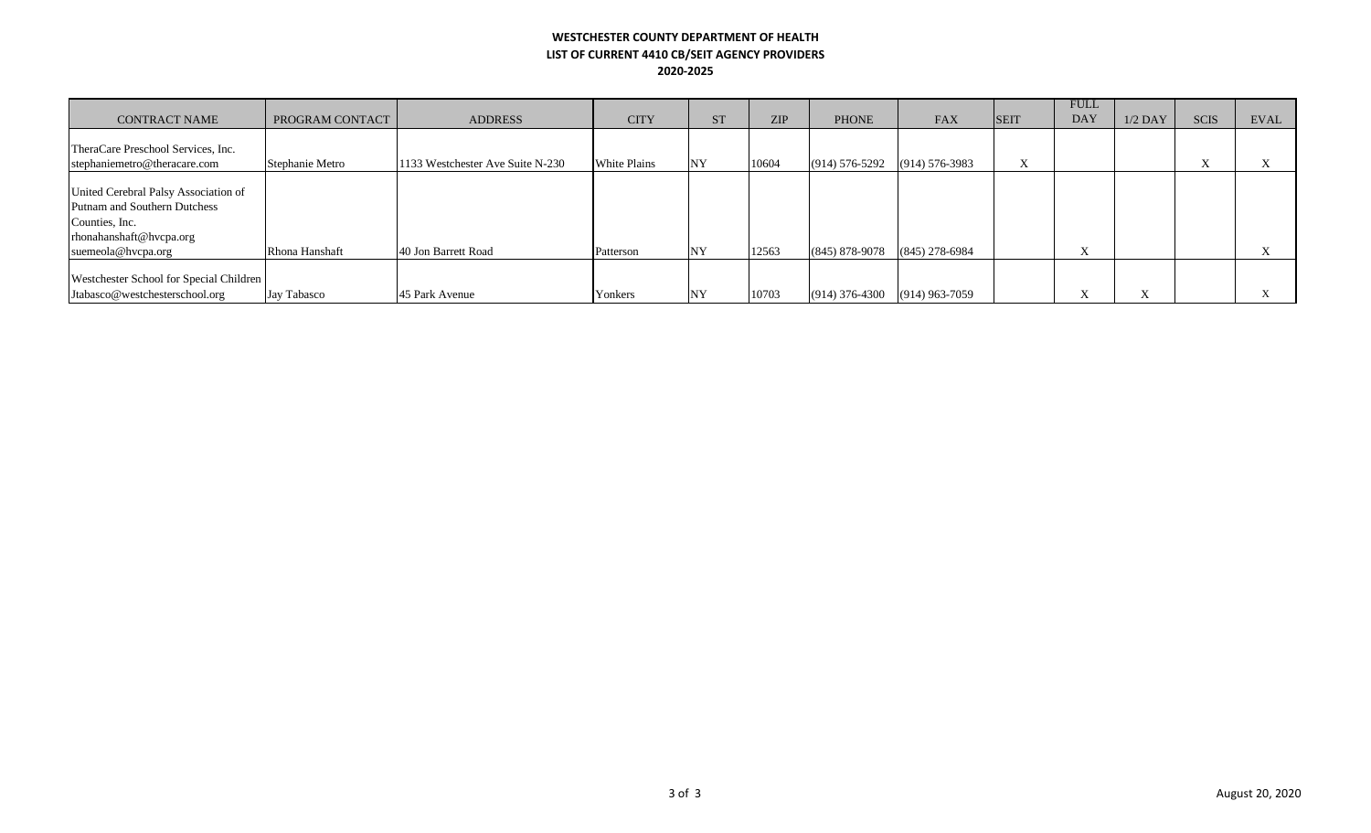**WESTCHESTER COUNTY DEPARTMENT OF HEALTH**
**LIST OF CURRENT 4410 CB/SEIT AGENCY PROVIDERS**
**2020-2025**

| CONTRACT NAME | PROGRAM CONTACT | ADDRESS | CITY | ST | ZIP | PHONE | FAX | SEIT | FULL DAY | 1/2 DAY | SCIS | EVAL |
|---|---|---|---|---|---|---|---|---|---|---|---|---|
| TheraCare Preschool Services, Inc. stephaniemetro@theracare.com | Stephanie Metro | 1133 Westchester Ave Suite N-230 | White Plains | NY | 10604 | (914) 576-5292 | (914) 576-3983 | X | | | X | X |
| United Cerebral Palsy Association of Putnam and Southern Dutchess Counties, Inc. rhonahanshaft@hvcpa.org suemeola@hvcpa.org | Rhona Hanshaft | 40 Jon Barrett Road | Patterson | NY | 12563 | (845) 878-9078 | (845) 278-6984 | | X | | | X |
| Westchester School for Special Children Jtabasco@westchesterschool.org | Jay Tabasco | 45 Park Avenue | Yonkers | NY | 10703 | (914) 376-4300 | (914) 963-7059 | | X | X | | X |

August 20, 2020